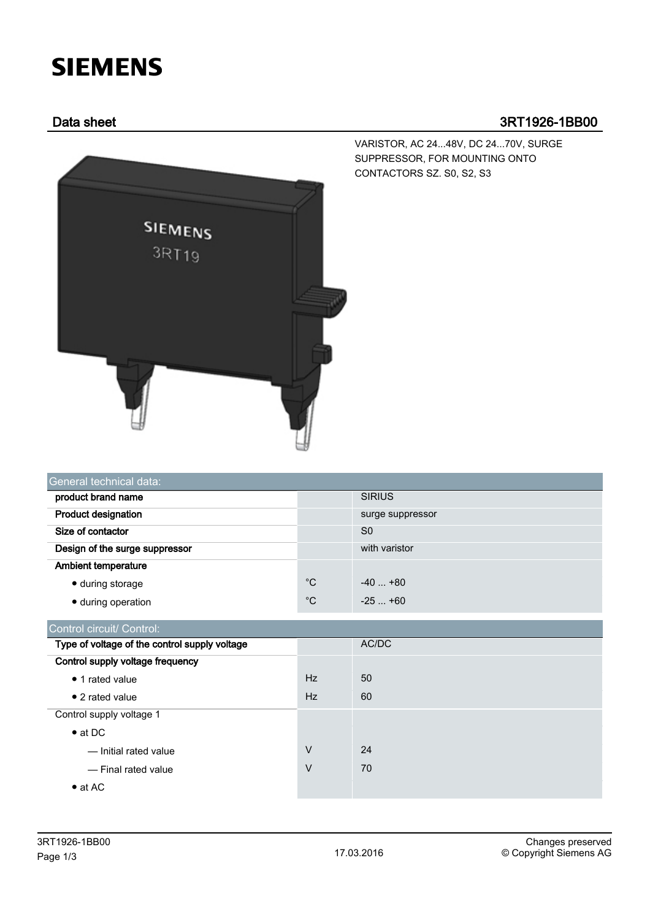SIEMENS

## Data sheet 3RT1926-1BB00

VARISTOR, AC 24...48V, DC 24...70V, SURGE SUPPRESSOR, FOR MOUNTING ONTO CONTACTORS SZ. S0, S2, S3

| General technical data: | | |
|---|---|---|
| **product brand name** | | SIRIUS |
| **Product designation** | | surge suppressor |
| **Size of contactor** | | S0 |
| **Design of the surge suppressor** | | with varistor |
| **Ambient temperature** | | |
| • during storage | °C | -40 ... +80 |
| • during operation | °C | -25 ... +60 |

| Control circuit/ Control: | | |
|---|---|---|
| **Type of voltage of the control supply voltage** | | AC/DC |
| **Control supply voltage frequency** | | |
| • 1 rated value | Hz | 50 |
| • 2 rated value | Hz | 60 |
| Control supply voltage 1 | | |
| • at DC | | |
| — Initial rated value | V | 24 |
| — Final rated value | V | 70 |
| • at AC | | |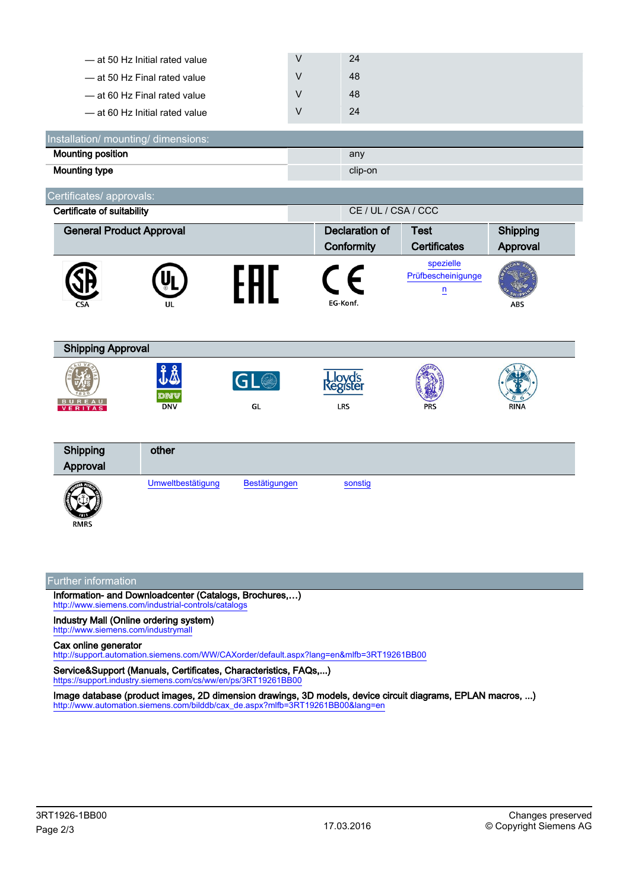| | | |
|---|---|---|
| — at 50 Hz Initial rated value | V | 24 |
| — at 50 Hz Final rated value | V | 48 |
| — at 60 Hz Final rated value | V | 48 |
| — at 60 Hz Initial rated value | V | 24 |

## Installation/ mounting/ dimensions:

| | | |
|---|---|---|
| **Mounting position** | | any |
| **Mounting type** | | clip-on |

## Certificates/ approvals:

| | | |
|---|---|---|
| **Certificate of suitability** | | CE / UL / CSA / CCC |

| General Product Approval | | | Declaration of Conformity | Test Certificates | Shipping Approval |
|---|---|---|---|---|---|
| CSA | UL | EAC | EG-Konf. | spezielle Prüfbescheinigungen | ABS |

| Shipping Approval | | | | | |
|---|---|---|---|---|---|
| BUREAU VERITAS | DNV | GL | LRS | PRS | RINA |

| Shipping Approval | other | | |
|---|---|---|---|
| RMRS | Umweltbestätigung | Bestätigungen | sonstig |

## Further information

**Information- and Downloadcenter (Catalogs, Brochures,…)**
http://www.siemens.com/industrial-controls/catalogs

**Industry Mall (Online ordering system)**
http://www.siemens.com/industrymall

**Cax online generator**
http://support.automation.siemens.com/WW/CAXorder/default.aspx?lang=en&mlfb=3RT19261BB00

**Service&Support (Manuals, Certificates, Characteristics, FAQs,...)**
https://support.industry.siemens.com/cs/ww/en/ps/3RT19261BB00

**Image database (product images, 2D dimension drawings, 3D models, device circuit diagrams, EPLAN macros, ...)**
http://www.automation.siemens.com/bilddb/cax_de.aspx?mlfb=3RT19261BB00&lang=en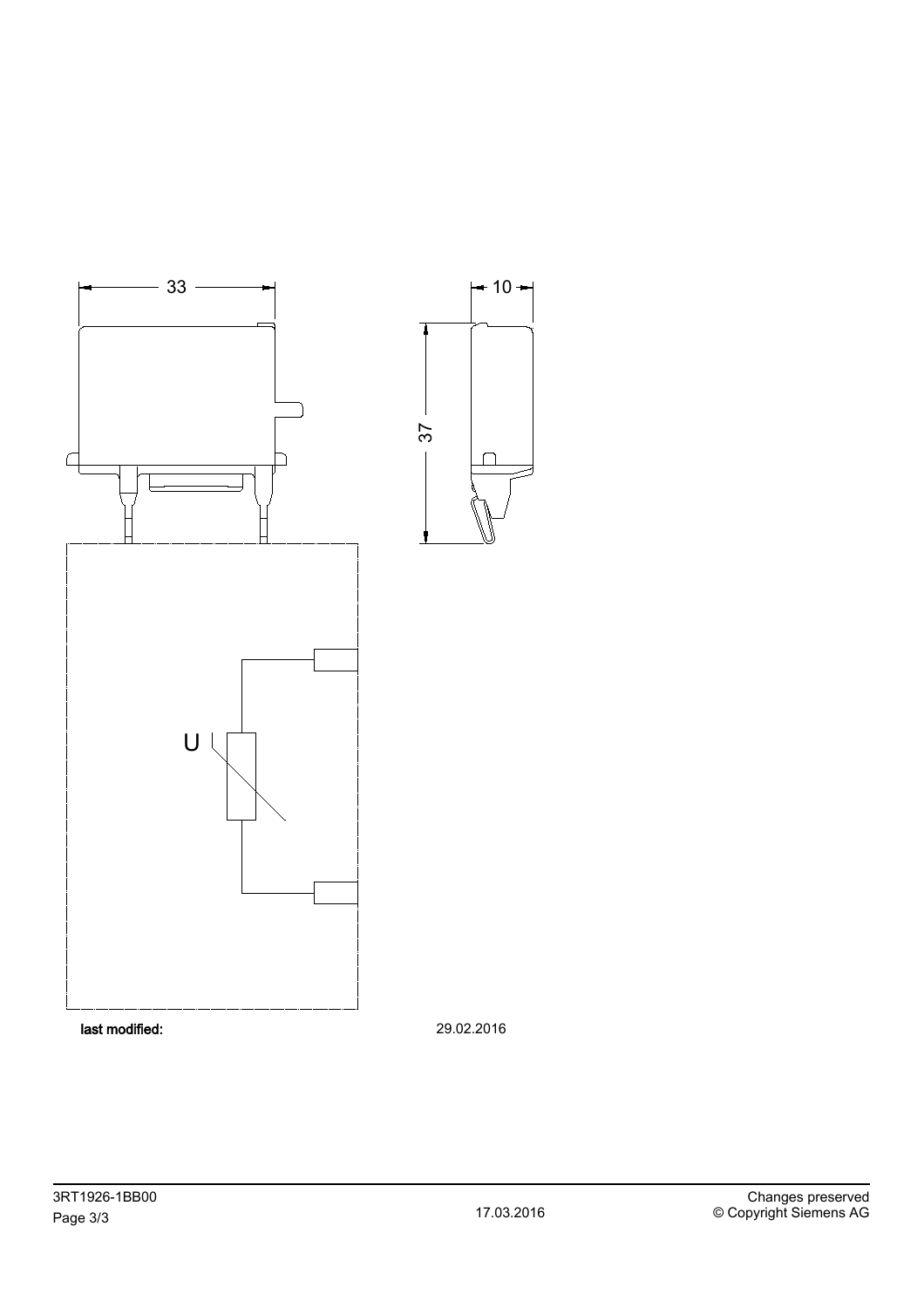33

10

37

U

**last modified:** 29.02.2016